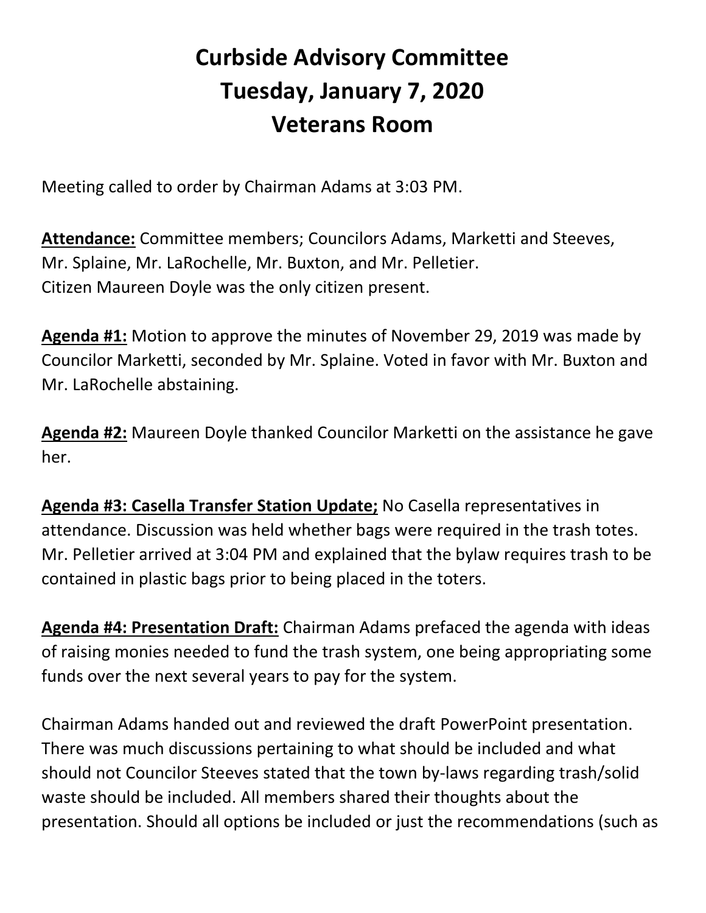# Curbside Advisory Committee
# Tuesday, January 7, 2020
# Veterans Room

Meeting called to order by Chairman Adams at 3:03 PM.

**Attendance:** Committee members; Councilors Adams, Marketti and Steeves, Mr. Splaine, Mr. LaRochelle, Mr. Buxton, and Mr. Pelletier. Citizen Maureen Doyle was the only citizen present.

**Agenda #1:** Motion to approve the minutes of November 29, 2019 was made by Councilor Marketti, seconded by Mr. Splaine. Voted in favor with Mr. Buxton and Mr. LaRochelle abstaining.

**Agenda #2:** Maureen Doyle thanked Councilor Marketti on the assistance he gave her.

**Agenda #3: Casella Transfer Station Update;** No Casella representatives in attendance. Discussion was held whether bags were required in the trash totes. Mr. Pelletier arrived at 3:04 PM and explained that the bylaw requires trash to be contained in plastic bags prior to being placed in the toters.

**Agenda #4: Presentation Draft:** Chairman Adams prefaced the agenda with ideas of raising monies needed to fund the trash system, one being appropriating some funds over the next several years to pay for the system.

Chairman Adams handed out and reviewed the draft PowerPoint presentation. There was much discussions pertaining to what should be included and what should not Councilor Steeves stated that the town by-laws regarding trash/solid waste should be included. All members shared their thoughts about the presentation. Should all options be included or just the recommendations (such as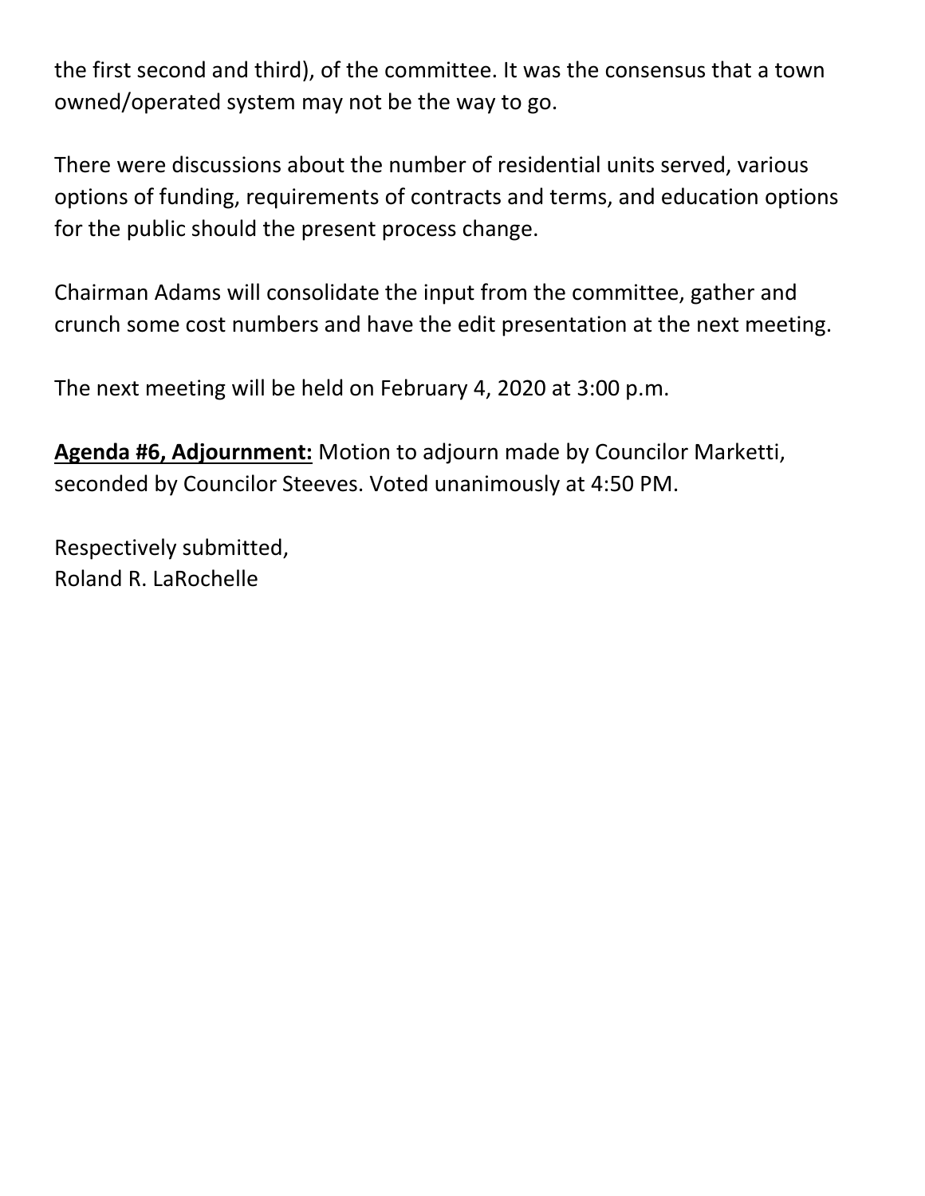the first second and third), of the committee. It was the consensus that a town owned/operated system may not be the way to go.

There were discussions about the number of residential units served, various options of funding, requirements of contracts and terms, and education options for the public should the present process change.

Chairman Adams will consolidate the input from the committee, gather and crunch some cost numbers and have the edit presentation at the next meeting.

The next meeting will be held on February 4, 2020 at 3:00 p.m.

**Agenda #6, Adjournment:** Motion to adjourn made by Councilor Marketti, seconded by Councilor Steeves. Voted unanimously at 4:50 PM.

Respectively submitted,
Roland R. LaRochelle